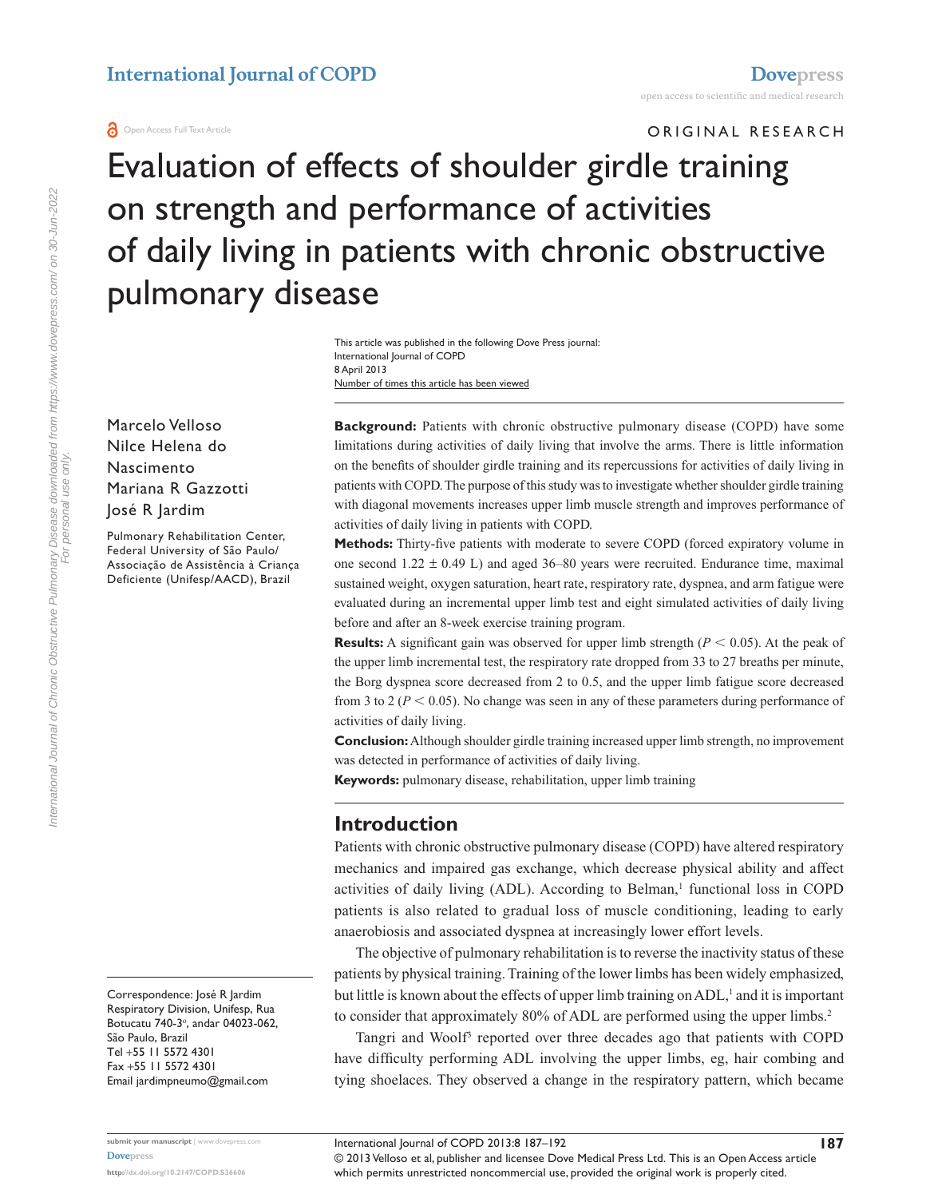ORIGINAL RESEARCH

# Evaluation of effects of shoulder girdle training on strength and performance of activities of daily living in patients with chronic obstructive pulmonary disease

Marcelo Velloso
Nilce Helena do Nascimento
Mariana R Gazzotti
José R Jardim

Pulmonary Rehabilitation Center, Federal University of São Paulo/ Associação de Assistência à Criança Deficiente (Unifesp/AACD), Brazil

Correspondence: José R Jardim
Respiratory Division, Unifesp, Rua Botucatu 740-3º, andar 04023-062, São Paulo, Brazil
Tel +55 11 5572 4301
Fax +55 11 5572 4301
Email jardimpneumo@gmail.com

**Background:** Patients with chronic obstructive pulmonary disease (COPD) have some limitations during activities of daily living that involve the arms. There is little information on the benefits of shoulder girdle training and its repercussions for activities of daily living in patients with COPD. The purpose of this study was to investigate whether shoulder girdle training with diagonal movements increases upper limb muscle strength and improves performance of activities of daily living in patients with COPD.

**Methods:** Thirty-five patients with moderate to severe COPD (forced expiratory volume in one second 1.22 ± 0.49 L) and aged 36–80 years were recruited. Endurance time, maximal sustained weight, oxygen saturation, heart rate, respiratory rate, dyspnea, and arm fatigue were evaluated during an incremental upper limb test and eight simulated activities of daily living before and after an 8-week exercise training program.

**Results:** A significant gain was observed for upper limb strength ($P < 0.05$). At the peak of the upper limb incremental test, the respiratory rate dropped from 33 to 27 breaths per minute, the Borg dyspnea score decreased from 2 to 0.5, and the upper limb fatigue score decreased from 3 to 2 ($P < 0.05$). No change was seen in any of these parameters during performance of activities of daily living.

**Conclusion:** Although shoulder girdle training increased upper limb strength, no improvement was detected in performance of activities of daily living.

**Keywords:** pulmonary disease, rehabilitation, upper limb training

## Introduction

Patients with chronic obstructive pulmonary disease (COPD) have altered respiratory mechanics and impaired gas exchange, which decrease physical ability and affect activities of daily living (ADL). According to Belman,[1] functional loss in COPD patients is also related to gradual loss of muscle conditioning, leading to early anaerobiosis and associated dyspnea at increasingly lower effort levels.

The objective of pulmonary rehabilitation is to reverse the inactivity status of these patients by physical training. Training of the lower limbs has been widely emphasized, but little is known about the effects of upper limb training on ADL,[1] and it is important to consider that approximately 80% of ADL are performed using the upper limbs.[2]

Tangri and Woolf[3] reported over three decades ago that patients with COPD have difficulty performing ADL involving the upper limbs, eg, hair combing and tying shoelaces. They observed a change in the respiratory pattern, which became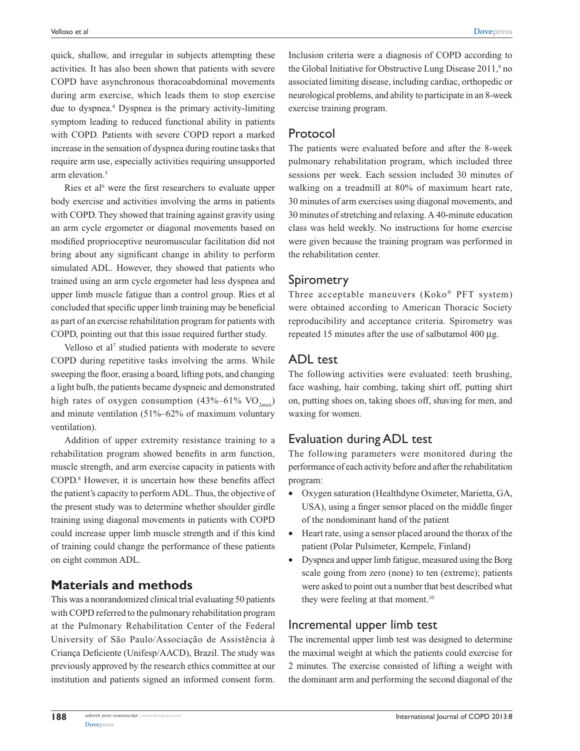quick, shallow, and irregular in subjects attempting these activities. It has also been shown that patients with severe COPD have asynchronous thoracoabdominal movements during arm exercise, which leads them to stop exercise due to dyspnea.[4] Dyspnea is the primary activity-limiting symptom leading to reduced functional ability in patients with COPD. Patients with severe COPD report a marked increase in the sensation of dyspnea during routine tasks that require arm use, especially activities requiring unsupported arm elevation.[5]

Ries et al[6] were the first researchers to evaluate upper body exercise and activities involving the arms in patients with COPD. They showed that training against gravity using an arm cycle ergometer or diagonal movements based on modified proprioceptive neuromuscular facilitation did not bring about any significant change in ability to perform simulated ADL. However, they showed that patients who trained using an arm cycle ergometer had less dyspnea and upper limb muscle fatigue than a control group. Ries et al concluded that specific upper limb training may be beneficial as part of an exercise rehabilitation program for patients with COPD, pointing out that this issue required further study.

Velloso et al[7] studied patients with moderate to severe COPD during repetitive tasks involving the arms. While sweeping the floor, erasing a board, lifting pots, and changing a light bulb, the patients became dyspneic and demonstrated high rates of oxygen consumption (43%–61% $VO_{2max}$) and minute ventilation (51%–62% of maximum voluntary ventilation).

Addition of upper extremity resistance training to a rehabilitation program showed benefits in arm function, muscle strength, and arm exercise capacity in patients with COPD.[8] However, it is uncertain how these benefits affect the patient's capacity to perform ADL. Thus, the objective of the present study was to determine whether shoulder girdle training using diagonal movements in patients with COPD could increase upper limb muscle strength and if this kind of training could change the performance of these patients on eight common ADL.

## Materials and methods

This was a nonrandomized clinical trial evaluating 50 patients with COPD referred to the pulmonary rehabilitation program at the Pulmonary Rehabilitation Center of the Federal University of São Paulo/Associação de Assistência à Criança Deficiente (Unifesp/AACD), Brazil. The study was previously approved by the research ethics committee at our institution and patients signed an informed consent form. Inclusion criteria were a diagnosis of COPD according to the Global Initiative for Obstructive Lung Disease 2011,[9] no associated limiting disease, including cardiac, orthopedic or neurological problems, and ability to participate in an 8-week exercise training program.

### Protocol

The patients were evaluated before and after the 8-week pulmonary rehabilitation program, which included three sessions per week. Each session included 30 minutes of walking on a treadmill at 80% of maximum heart rate, 30 minutes of arm exercises using diagonal movements, and 30 minutes of stretching and relaxing. A 40-minute education class was held weekly. No instructions for home exercise were given because the training program was performed in the rehabilitation center.

### Spirometry

Three acceptable maneuvers (Koko® PFT system) were obtained according to American Thoracic Society reproducibility and acceptance criteria. Spirometry was repeated 15 minutes after the use of salbutamol 400 μg.

### ADL test

The following activities were evaluated: teeth brushing, face washing, hair combing, taking shirt off, putting shirt on, putting shoes on, taking shoes off, shaving for men, and waxing for women.

### Evaluation during ADL test

The following parameters were monitored during the performance of each activity before and after the rehabilitation program:

- Oxygen saturation (Healthdyne Oximeter, Marietta, GA, USA), using a finger sensor placed on the middle finger of the nondominant hand of the patient
- Heart rate, using a sensor placed around the thorax of the patient (Polar Pulsimeter, Kempele, Finland)
- Dyspnea and upper limb fatigue, measured using the Borg scale going from zero (none) to ten (extreme); patients were asked to point out a number that best described what they were feeling at that moment.[10]

### Incremental upper limb test

The incremental upper limb test was designed to determine the maximal weight at which the patients could exercise for 2 minutes. The exercise consisted of lifting a weight with the dominant arm and performing the second diagonal of the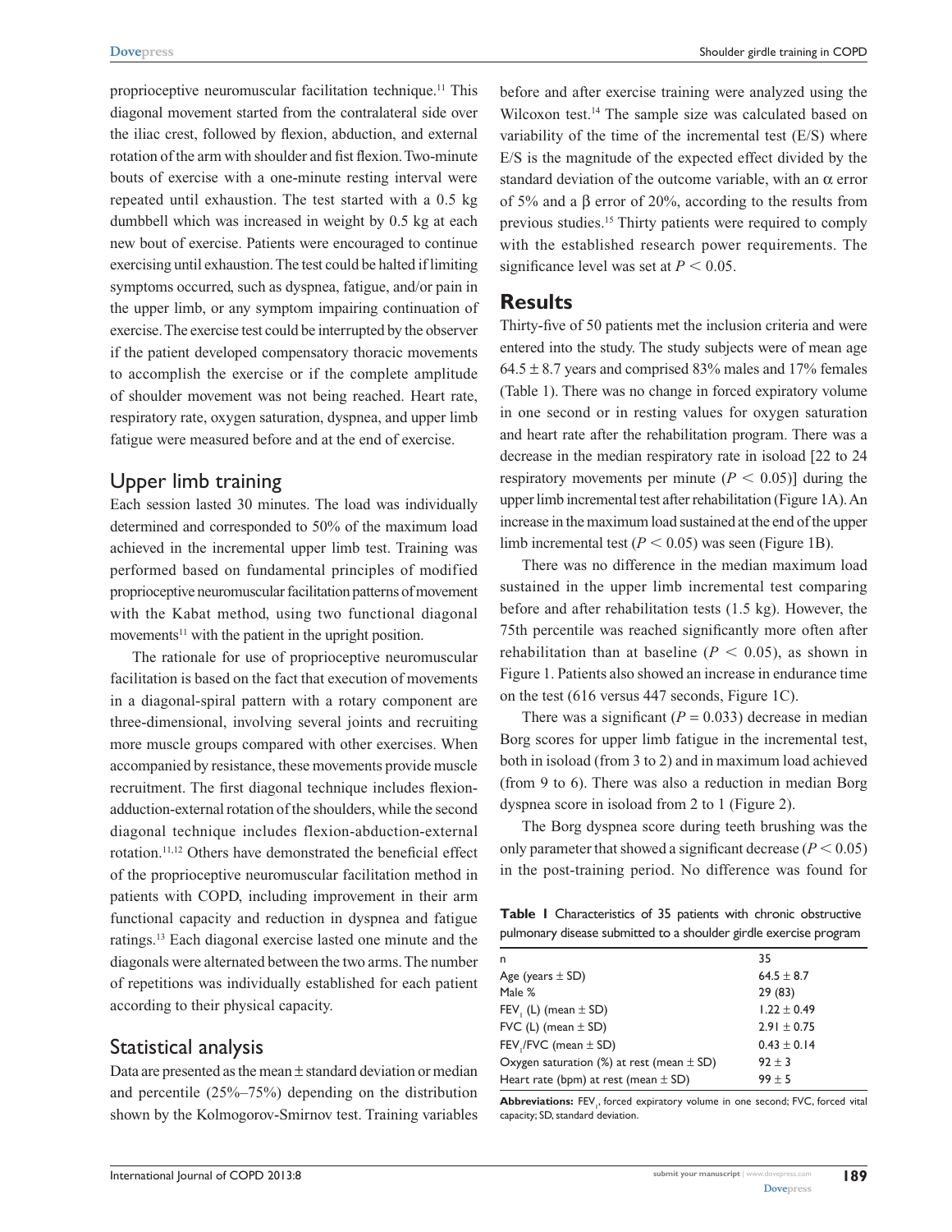proprioceptive neuromuscular facilitation technique.[11] This diagonal movement started from the contralateral side over the iliac crest, followed by flexion, abduction, and external rotation of the arm with shoulder and fist flexion. Two-minute bouts of exercise with a one-minute resting interval were repeated until exhaustion. The test started with a 0.5 kg dumbbell which was increased in weight by 0.5 kg at each new bout of exercise. Patients were encouraged to continue exercising until exhaustion. The test could be halted if limiting symptoms occurred, such as dyspnea, fatigue, and/or pain in the upper limb, or any symptom impairing continuation of exercise. The exercise test could be interrupted by the observer if the patient developed compensatory thoracic movements to accomplish the exercise or if the complete amplitude of shoulder movement was not being reached. Heart rate, respiratory rate, oxygen saturation, dyspnea, and upper limb fatigue were measured before and at the end of exercise.

## Upper limb training

Each session lasted 30 minutes. The load was individually determined and corresponded to 50% of the maximum load achieved in the incremental upper limb test. Training was performed based on fundamental principles of modified proprioceptive neuromuscular facilitation patterns of movement with the Kabat method, using two functional diagonal movements[11] with the patient in the upright position.

The rationale for use of proprioceptive neuromuscular facilitation is based on the fact that execution of movements in a diagonal-spiral pattern with a rotary component are three-dimensional, involving several joints and recruiting more muscle groups compared with other exercises. When accompanied by resistance, these movements provide muscle recruitment. The first diagonal technique includes flexion-adduction-external rotation of the shoulders, while the second diagonal technique includes flexion-abduction-external rotation.[11,12] Others have demonstrated the beneficial effect of the proprioceptive neuromuscular facilitation method in patients with COPD, including improvement in their arm functional capacity and reduction in dyspnea and fatigue ratings.[13] Each diagonal exercise lasted one minute and the diagonals were alternated between the two arms. The number of repetitions was individually established for each patient according to their physical capacity.

## Statistical analysis

Data are presented as the mean ± standard deviation or median and percentile (25%–75%) depending on the distribution shown by the Kolmogorov-Smirnov test. Training variables before and after exercise training were analyzed using the Wilcoxon test.[14] The sample size was calculated based on variability of the time of the incremental test (E/S) where E/S is the magnitude of the expected effect divided by the standard deviation of the outcome variable, with an $\alpha$ error of 5% and a $\beta$ error of 20%, according to the results from previous studies.[15] Thirty patients were required to comply with the established research power requirements. The significance level was set at $P < 0.05$.

# Results

Thirty-five of 50 patients met the inclusion criteria and were entered into the study. The study subjects were of mean age 64.5 ± 8.7 years and comprised 83% males and 17% females (Table 1). There was no change in forced expiratory volume in one second or in resting values for oxygen saturation and heart rate after the rehabilitation program. There was a decrease in the median respiratory rate in isoload [22 to 24 respiratory movements per minute ($P < 0.05$)] during the upper limb incremental test after rehabilitation (Figure 1A). An increase in the maximum load sustained at the end of the upper limb incremental test ($P < 0.05$) was seen (Figure 1B).

There was no difference in the median maximum load sustained in the upper limb incremental test comparing before and after rehabilitation tests (1.5 kg). However, the 75th percentile was reached significantly more often after rehabilitation than at baseline ($P < 0.05$), as shown in Figure 1. Patients also showed an increase in endurance time on the test (616 versus 447 seconds, Figure 1C).

There was a significant ($P = 0.033$) decrease in median Borg scores for upper limb fatigue in the incremental test, both in isoload (from 3 to 2) and in maximum load achieved (from 9 to 6). There was also a reduction in median Borg dyspnea score in isoload from 2 to 1 (Figure 2).

The Borg dyspnea score during teeth brushing was the only parameter that showed a significant decrease ($P < 0.05$) in the post-training period. No difference was found for

**Table 1** Characteristics of 35 patients with chronic obstructive pulmonary disease submitted to a shoulder girdle exercise program

| | |
|---|---|
| n | 35 |
| Age (years ± SD) | 64.5 ± 8.7 |
| Male % | 29 (83) |
| $FEV_1$ (L) (mean ± SD) | 1.22 ± 0.49 |
| FVC (L) (mean ± SD) | 2.91 ± 0.75 |
| $FEV_1$/FVC (mean ± SD) | 0.43 ± 0.14 |
| Oxygen saturation (%) at rest (mean ± SD) | 92 ± 3 |
| Heart rate (bpm) at rest (mean ± SD) | 99 ± 5 |

**Abbreviations:** $FEV_1$, forced expiratory volume in one second; FVC, forced vital capacity; SD, standard deviation.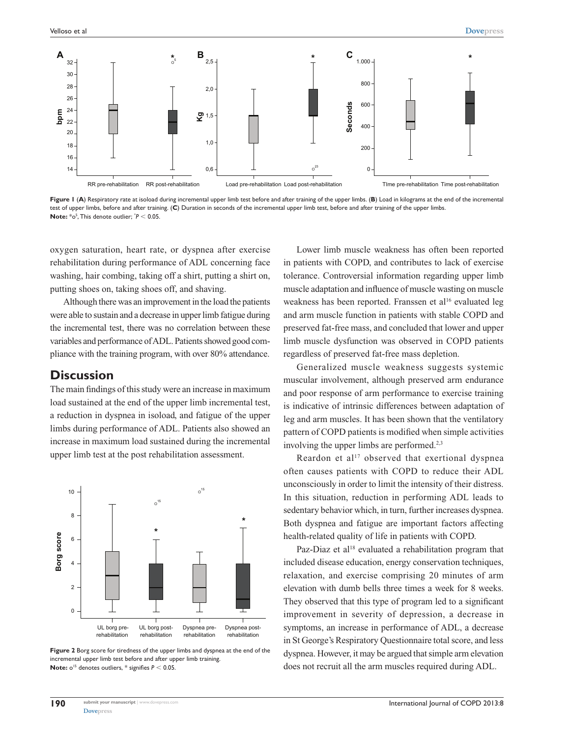**Figure 1** (**A**) Respiratory rate at isoload during incremental upper limb test before and after training of the upper limbs. (**B**) Load in kilograms at the end of the incremental test of upper limbs, before and after training. (**C**) Duration in seconds of the incremental upper limb test, before and after training of the upper limbs.
**Note:** *o[5], This denote outlier; *$P < 0.05$.

oxygen saturation, heart rate, or dyspnea after exercise rehabilitation during performance of ADL concerning face washing, hair combing, taking off a shirt, putting a shirt on, putting shoes on, taking shoes off, and shaving.

Although there was an improvement in the load the patients were able to sustain and a decrease in upper limb fatigue during the incremental test, there was no correlation between these variables and performance of ADL. Patients showed good compliance with the training program, with over 80% attendance.

## Discussion

The main findings of this study were an increase in maximum load sustained at the end of the upper limb incremental test, a reduction in dyspnea in isoload, and fatigue of the upper limbs during performance of ADL. Patients also showed an increase in maximum load sustained during the incremental upper limb test at the post rehabilitation assessment.

**Figure 2** Borg score for tiredness of the upper limbs and dyspnea at the end of the incremental upper limb test before and after upper limb training.
**Note:** o[15] denotes outliers, * signifies $P < 0.05$.

Lower limb muscle weakness has often been reported in patients with COPD, and contributes to lack of exercise tolerance. Controversial information regarding upper limb muscle adaptation and influence of muscle wasting on muscle weakness has been reported. Franssen et al[16] evaluated leg and arm muscle function in patients with stable COPD and preserved fat-free mass, and concluded that lower and upper limb muscle dysfunction was observed in COPD patients regardless of preserved fat-free mass depletion.

Generalized muscle weakness suggests systemic muscular involvement, although preserved arm endurance and poor response of arm performance to exercise training is indicative of intrinsic differences between adaptation of leg and arm muscles. It has been shown that the ventilatory pattern of COPD patients is modified when simple activities involving the upper limbs are performed.[2,3]

Reardon et al[17] observed that exertional dyspnea often causes patients with COPD to reduce their ADL unconsciously in order to limit the intensity of their distress. In this situation, reduction in performing ADL leads to sedentary behavior which, in turn, further increases dyspnea. Both dyspnea and fatigue are important factors affecting health-related quality of life in patients with COPD.

Paz-Diaz et al[18] evaluated a rehabilitation program that included disease education, energy conservation techniques, relaxation, and exercise comprising 20 minutes of arm elevation with dumb bells three times a week for 8 weeks. They observed that this type of program led to a significant improvement in severity of depression, a decrease in symptoms, an increase in performance of ADL, a decrease in St George's Respiratory Questionnaire total score, and less dyspnea. However, it may be argued that simple arm elevation does not recruit all the arm muscles required during ADL.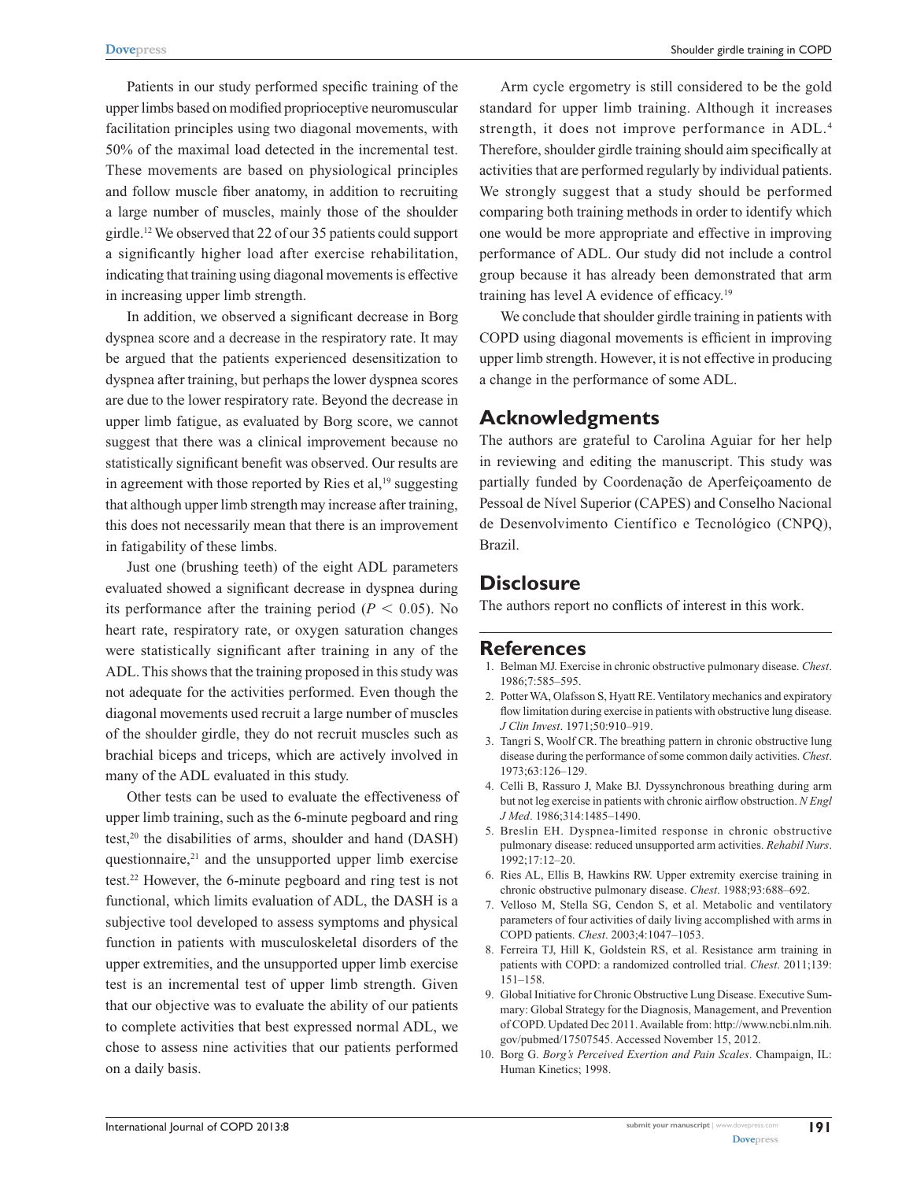Patients in our study performed specific training of the upper limbs based on modified proprioceptive neuromuscular facilitation principles using two diagonal movements, with 50% of the maximal load detected in the incremental test. These movements are based on physiological principles and follow muscle fiber anatomy, in addition to recruiting a large number of muscles, mainly those of the shoulder girdle.[12] We observed that 22 of our 35 patients could support a significantly higher load after exercise rehabilitation, indicating that training using diagonal movements is effective in increasing upper limb strength.

In addition, we observed a significant decrease in Borg dyspnea score and a decrease in the respiratory rate. It may be argued that the patients experienced desensitization to dyspnea after training, but perhaps the lower dyspnea scores are due to the lower respiratory rate. Beyond the decrease in upper limb fatigue, as evaluated by Borg score, we cannot suggest that there was a clinical improvement because no statistically significant benefit was observed. Our results are in agreement with those reported by Ries et al,[19] suggesting that although upper limb strength may increase after training, this does not necessarily mean that there is an improvement in fatigability of these limbs.

Just one (brushing teeth) of the eight ADL parameters evaluated showed a significant decrease in dyspnea during its performance after the training period ($P < 0.05$). No heart rate, respiratory rate, or oxygen saturation changes were statistically significant after training in any of the ADL. This shows that the training proposed in this study was not adequate for the activities performed. Even though the diagonal movements used recruit a large number of muscles of the shoulder girdle, they do not recruit muscles such as brachial biceps and triceps, which are actively involved in many of the ADL evaluated in this study.

Other tests can be used to evaluate the effectiveness of upper limb training, such as the 6-minute pegboard and ring test,[20] the disabilities of arms, shoulder and hand (DASH) questionnaire,[21] and the unsupported upper limb exercise test.[22] However, the 6-minute pegboard and ring test is not functional, which limits evaluation of ADL, the DASH is a subjective tool developed to assess symptoms and physical function in patients with musculoskeletal disorders of the upper extremities, and the unsupported upper limb exercise test is an incremental test of upper limb strength. Given that our objective was to evaluate the ability of our patients to complete activities that best expressed normal ADL, we chose to assess nine activities that our patients performed on a daily basis.

Arm cycle ergometry is still considered to be the gold standard for upper limb training. Although it increases strength, it does not improve performance in ADL.[4] Therefore, shoulder girdle training should aim specifically at activities that are performed regularly by individual patients. We strongly suggest that a study should be performed comparing both training methods in order to identify which one would be more appropriate and effective in improving performance of ADL. Our study did not include a control group because it has already been demonstrated that arm training has level A evidence of efficacy.[19]

We conclude that shoulder girdle training in patients with COPD using diagonal movements is efficient in improving upper limb strength. However, it is not effective in producing a change in the performance of some ADL.

## Acknowledgments

The authors are grateful to Carolina Aguiar for her help in reviewing and editing the manuscript. This study was partially funded by Coordenação de Aperfeiçoamento de Pessoal de Nível Superior (CAPES) and Conselho Nacional de Desenvolvimento Científico e Tecnológico (CNPQ), Brazil.

## Disclosure

The authors report no conflicts of interest in this work.

## References

1. Belman MJ. Exercise in chronic obstructive pulmonary disease. *Chest*. 1986;7:585–595.
2. Potter WA, Olafsson S, Hyatt RE. Ventilatory mechanics and expiratory flow limitation during exercise in patients with obstructive lung disease. *J Clin Invest*. 1971;50:910–919.
3. Tangri S, Woolf CR. The breathing pattern in chronic obstructive lung disease during the performance of some common daily activities. *Chest*. 1973;63:126–129.
4. Celli B, Rassuro J, Make BJ. Dyssynchronous breathing during arm but not leg exercise in patients with chronic airflow obstruction. *N Engl J Med*. 1986;314:1485–1490.
5. Breslin EH. Dyspnea-limited response in chronic obstructive pulmonary disease: reduced unsupported arm activities. *Rehabil Nurs*. 1992;17:12–20.
6. Ries AL, Ellis B, Hawkins RW. Upper extremity exercise training in chronic obstructive pulmonary disease. *Chest*. 1988;93:688–692.
7. Velloso M, Stella SG, Cendon S, et al. Metabolic and ventilatory parameters of four activities of daily living accomplished with arms in COPD patients. *Chest*. 2003;4:1047–1053.
8. Ferreira TJ, Hill K, Goldstein RS, et al. Resistance arm training in patients with COPD: a randomized controlled trial. *Chest*. 2011;139: 151–158.
9. Global Initiative for Chronic Obstructive Lung Disease. Executive Summary: Global Strategy for the Diagnosis, Management, and Prevention of COPD. Updated Dec 2011. Available from: http://www.ncbi.nlm.nih.gov/pubmed/17507545. Accessed November 15, 2012.
10. Borg G. *Borg's Perceived Exertion and Pain Scales*. Champaign, IL: Human Kinetics; 1998.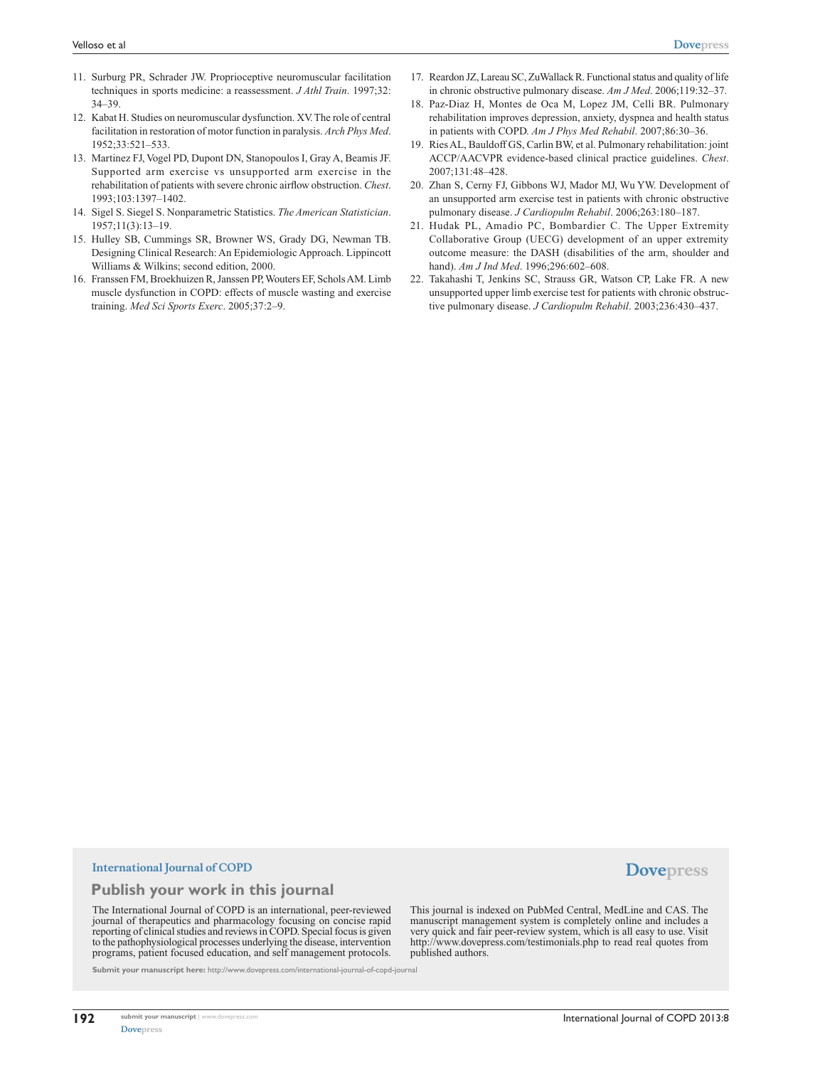11. Surburg PR, Schrader JW. Proprioceptive neuromuscular facilitation techniques in sports medicine: a reassessment. *J Athl Train*. 1997;32: 34–39.
12. Kabat H. Studies on neuromuscular dysfunction. XV. The role of central facilitation in restoration of motor function in paralysis. *Arch Phys Med*. 1952;33:521–533.
13. Martinez FJ, Vogel PD, Dupont DN, Stanopoulos I, Gray A, Beamis JF. Supported arm exercise vs unsupported arm exercise in the rehabilitation of patients with severe chronic airflow obstruction. *Chest*. 1993;103:1397–1402.
14. Sigel S. Siegel S. Nonparametric Statistics. *The American Statistician*. 1957;11(3):13–19.
15. Hulley SB, Cummings SR, Browner WS, Grady DG, Newman TB. Designing Clinical Research: An Epidemiologic Approach. Lippincott Williams & Wilkins; second edition, 2000.
16. Franssen FM, Broekhuizen R, Janssen PP, Wouters EF, Schols AM. Limb muscle dysfunction in COPD: effects of muscle wasting and exercise training. *Med Sci Sports Exerc*. 2005;37:2–9.
17. Reardon JZ, Lareau SC, ZuWallack R. Functional status and quality of life in chronic obstructive pulmonary disease. *Am J Med*. 2006;119:32–37.
18. Paz-Diaz H, Montes de Oca M, Lopez JM, Celli BR. Pulmonary rehabilitation improves depression, anxiety, dyspnea and health status in patients with COPD. *Am J Phys Med Rehabil*. 2007;86:30–36.
19. Ries AL, Bauldoff GS, Carlin BW, et al. Pulmonary rehabilitation: joint ACCP/AACVPR evidence-based clinical practice guidelines. *Chest*. 2007;131:48–428.
20. Zhan S, Cerny FJ, Gibbons WJ, Mador MJ, Wu YW. Development of an unsupported arm exercise test in patients with chronic obstructive pulmonary disease. *J Cardiopulm Rehabil*. 2006;263:180–187.
21. Hudak PL, Amadio PC, Bombardier C. The Upper Extremity Collaborative Group (UECG) development of an upper extremity outcome measure: the DASH (disabilities of the arm, shoulder and hand). *Am J Ind Med*. 1996;296:602–608.
22. Takahashi T, Jenkins SC, Strauss GR, Watson CP, Lake FR. A new unsupported upper limb exercise test for patients with chronic obstructive pulmonary disease. *J Cardiopulm Rehabil*. 2003;236:430–437.

**International Journal of COPD**

**Dovepress**

## Publish your work in this journal

The International Journal of COPD is an international, peer-reviewed journal of therapeutics and pharmacology focusing on concise rapid reporting of clinical studies and reviews in COPD. Special focus is given to the pathophysiological processes underlying the disease, intervention programs, patient focused education, and self management protocols. This journal is indexed on PubMed Central, MedLine and CAS. The manuscript management system is completely online and includes a very quick and fair peer-review system, which is all easy to use. Visit http://www.dovepress.com/testimonials.php to read real quotes from published authors.

**Submit your manuscript here:** http://www.dovepress.com/international-journal-of-copd-journal